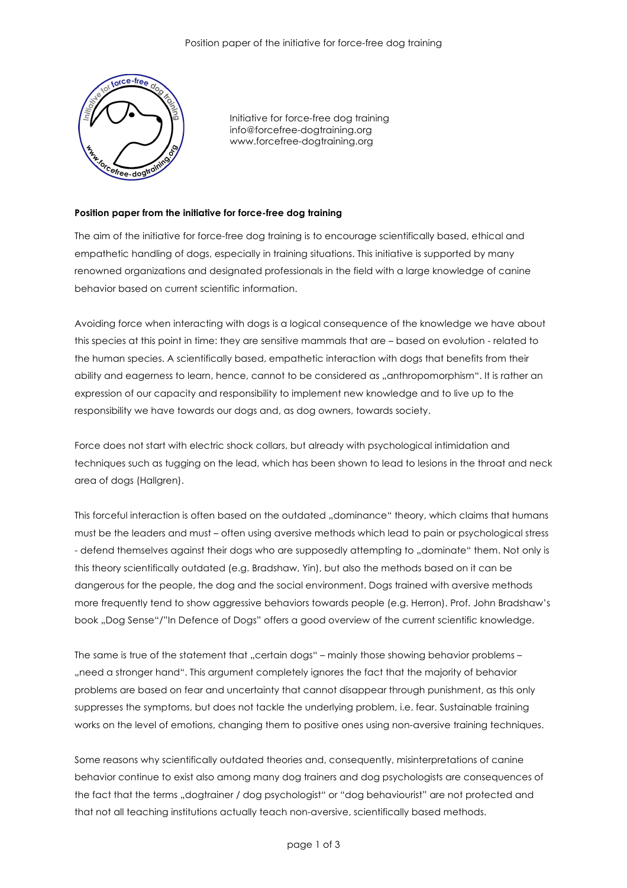Initiative for force-free dog training
info@forcefree-dogtraining.org
www.forcefree-dogtraining.org

**Position paper from the initiative for force-free dog training**

The aim of the initiative for force-free dog training is to encourage scientifically based, ethical and empathetic handling of dogs, especially in training situations. This initiative is supported by many renowned organizations and designated professionals in the field with a large knowledge of canine behavior based on current scientific information.

Avoiding force when interacting with dogs is a logical consequence of the knowledge we have about this species at this point in time: they are sensitive mammals that are – based on evolution - related to the human species. A scientifically based, empathetic interaction with dogs that benefits from their ability and eagerness to learn, hence, cannot to be considered as „anthropomorphism". It is rather an expression of our capacity and responsibility to implement new knowledge and to live up to the responsibility we have towards our dogs and, as dog owners, towards society.

Force does not start with electric shock collars, but already with psychological intimidation and techniques such as tugging on the lead, which has been shown to lead to lesions in the throat and neck area of dogs (Hallgren).

This forceful interaction is often based on the outdated „dominance" theory, which claims that humans must be the leaders and must – often using aversive methods which lead to pain or psychological stress - defend themselves against their dogs who are supposedly attempting to „dominate" them. Not only is this theory scientifically outdated (e.g. Bradshaw, Yin), but also the methods based on it can be dangerous for the people, the dog and the social environment. Dogs trained with aversive methods more frequently tend to show aggressive behaviors towards people (e.g. Herron). Prof. John Bradshaw's book „Dog Sense"/"In Defence of Dogs" offers a good overview of the current scientific knowledge.

The same is true of the statement that „certain dogs" – mainly those showing behavior problems – „need a stronger hand". This argument completely ignores the fact that the majority of behavior problems are based on fear and uncertainty that cannot disappear through punishment, as this only suppresses the symptoms, but does not tackle the underlying problem, i.e. fear. Sustainable training works on the level of emotions, changing them to positive ones using non-aversive training techniques.

Some reasons why scientifically outdated theories and, consequently, misinterpretations of canine behavior continue to exist also among many dog trainers and dog psychologists are consequences of the fact that the terms „dogtrainer / dog psychologist" or "dog behaviourist" are not protected and that not all teaching institutions actually teach non-aversive, scientifically based methods.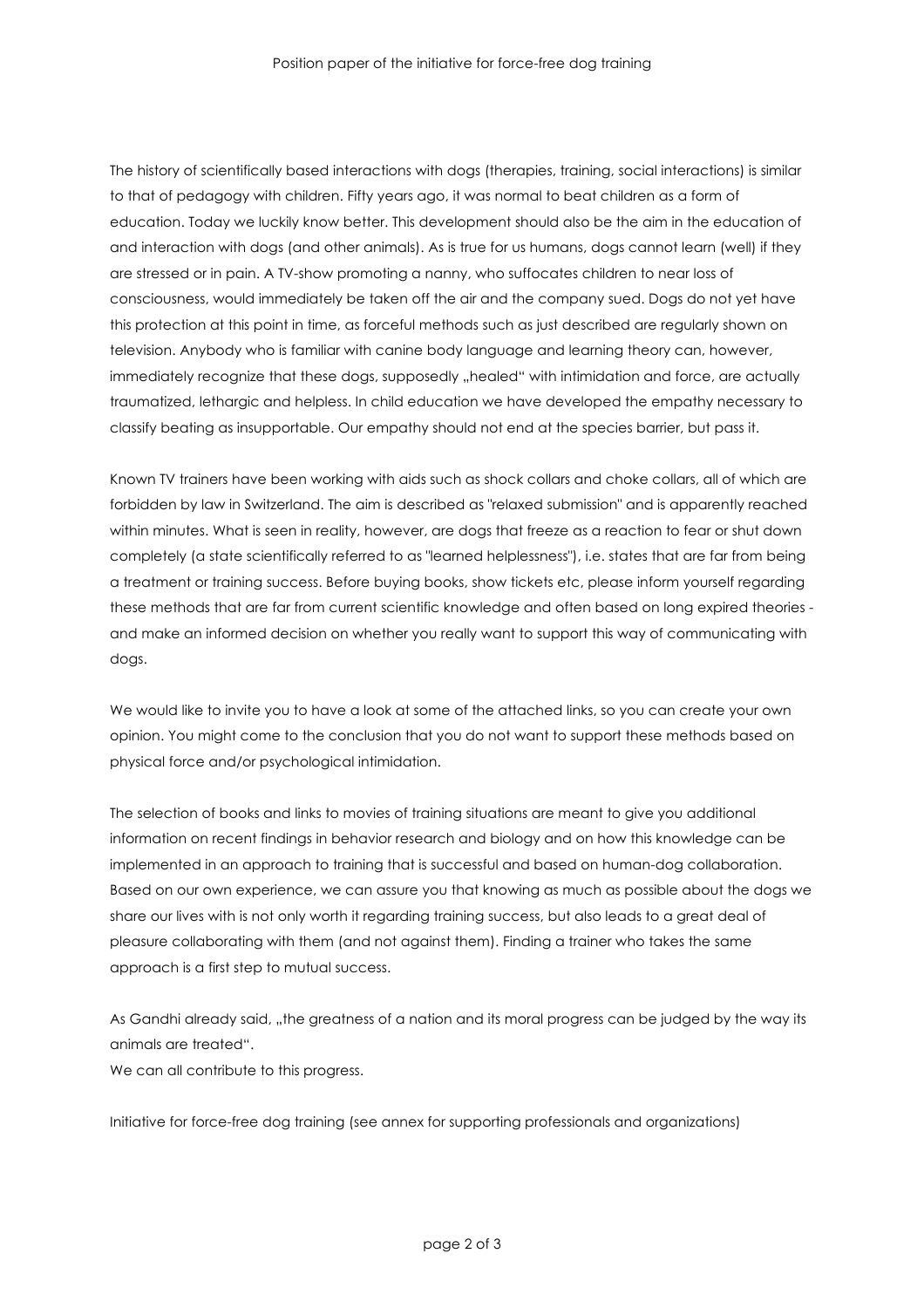The history of scientifically based interactions with dogs (therapies, training, social interactions) is similar to that of pedagogy with children. Fifty years ago, it was normal to beat children as a form of education. Today we luckily know better. This development should also be the aim in the education of and interaction with dogs (and other animals). As is true for us humans, dogs cannot learn (well) if they are stressed or in pain. A TV-show promoting a nanny, who suffocates children to near loss of consciousness, would immediately be taken off the air and the company sued. Dogs do not yet have this protection at this point in time, as forceful methods such as just described are regularly shown on television. Anybody who is familiar with canine body language and learning theory can, however, immediately recognize that these dogs, supposedly „healed“ with intimidation and force, are actually traumatized, lethargic and helpless. In child education we have developed the empathy necessary to classify beating as insupportable. Our empathy should not end at the species barrier, but pass it.

Known TV trainers have been working with aids such as shock collars and choke collars, all of which are forbidden by law in Switzerland. The aim is described as "relaxed submission" and is apparently reached within minutes. What is seen in reality, however, are dogs that freeze as a reaction to fear or shut down completely (a state scientifically referred to as "learned helplessness"), i.e. states that are far from being a treatment or training success. Before buying books, show tickets etc, please inform yourself regarding these methods that are far from current scientific knowledge and often based on long expired theories - and make an informed decision on whether you really want to support this way of communicating with dogs.

We would like to invite you to have a look at some of the attached links, so you can create your own opinion. You might come to the conclusion that you do not want to support these methods based on physical force and/or psychological intimidation.

The selection of books and links to movies of training situations are meant to give you additional information on recent findings in behavior research and biology and on how this knowledge can be implemented in an approach to training that is successful and based on human-dog collaboration. Based on our own experience, we can assure you that knowing as much as possible about the dogs we share our lives with is not only worth it regarding training success, but also leads to a great deal of pleasure collaborating with them (and not against them). Finding a trainer who takes the same approach is a first step to mutual success.

As Gandhi already said, „the greatness of a nation and its moral progress can be judged by the way its animals are treated“.
We can all contribute to this progress.

Initiative for force-free dog training (see annex for supporting professionals and organizations)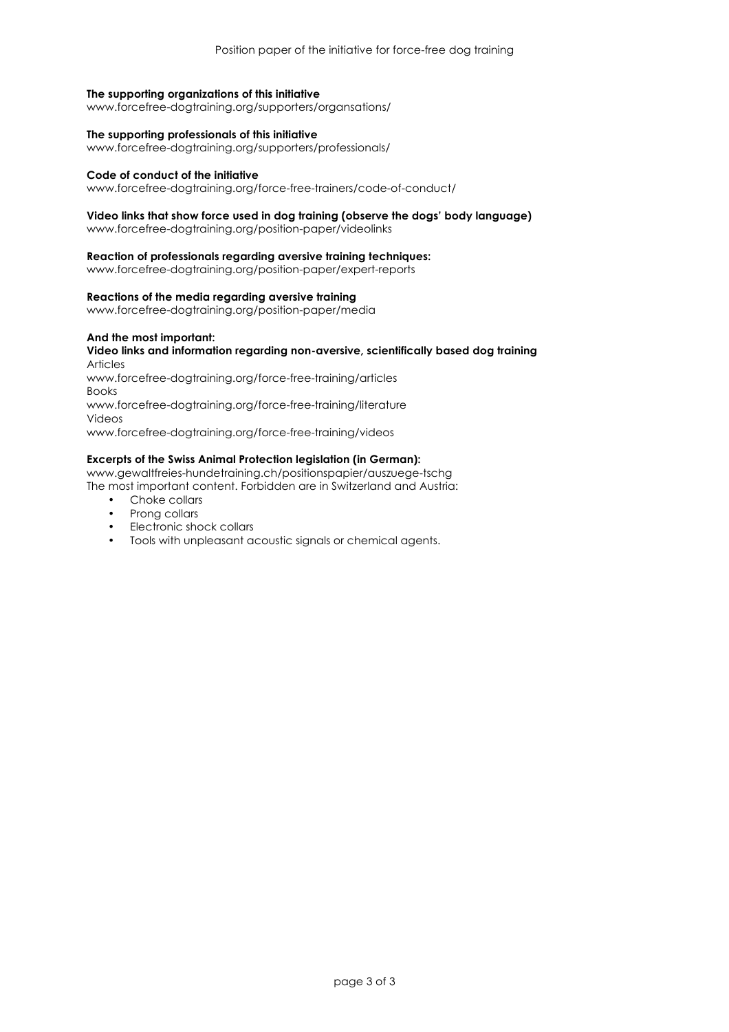**The supporting organizations of this initiative**
www.forcefree-dogtraining.org/supporters/organsations/

**The supporting professionals of this initiative**
www.forcefree-dogtraining.org/supporters/professionals/

**Code of conduct of the initiative**
www.forcefree-dogtraining.org/force-free-trainers/code-of-conduct/

**Video links that show force used in dog training (observe the dogs' body language)**
www.forcefree-dogtraining.org/position-paper/videolinks

**Reaction of professionals regarding aversive training techniques:**
www.forcefree-dogtraining.org/position-paper/expert-reports

**Reactions of the media regarding aversive training**
www.forcefree-dogtraining.org/position-paper/media

**And the most important:**
**Video links and information regarding non-aversive, scientifically based dog training**
Articles
www.forcefree-dogtraining.org/force-free-training/articles
Books
www.forcefree-dogtraining.org/force-free-training/literature
Videos
www.forcefree-dogtraining.org/force-free-training/videos

**Excerpts of the Swiss Animal Protection legislation (in German):**
www.gewaltfreies-hundetraining.ch/positionspapier/auszuege-tschg
The most important content. Forbidden are in Switzerland and Austria:

- Choke collars
- Prong collars
- Electronic shock collars
- Tools with unpleasant acoustic signals or chemical agents.